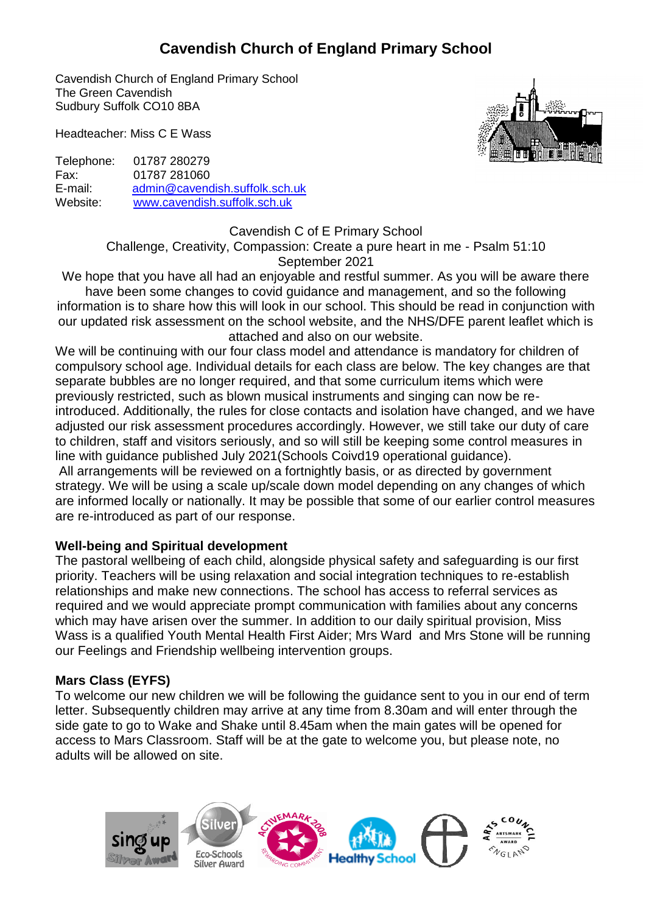# Cavendish Church of England Primary School

Cavendish Church of England Primary School
The Green Cavendish
Sudbury Suffolk CO10 8BA

Headteacher: Miss C E Wass

Telephone: 01787 280279
Fax: 01787 281060
E-mail: admin@cavendish.suffolk.sch.uk
Website: www.cavendish.suffolk.sch.uk

Cavendish C of E Primary School
Challenge, Creativity, Compassion: Create a pure heart in me - Psalm 51:10
September 2021

We hope that you have all had an enjoyable and restful summer. As you will be aware there have been some changes to covid guidance and management, and so the following information is to share how this will look in our school. This should be read in conjunction with our updated risk assessment on the school website, and the NHS/DFE parent leaflet which is attached and also on our website.

We will be continuing with our four class model and attendance is mandatory for children of compulsory school age. Individual details for each class are below. The key changes are that separate bubbles are no longer required, and that some curriculum items which were previously restricted, such as blown musical instruments and singing can now be re-introduced. Additionally, the rules for close contacts and isolation have changed, and we have adjusted our risk assessment procedures accordingly. However, we still take our duty of care to children, staff and visitors seriously, and so will still be keeping some control measures in line with guidance published July 2021(Schools Coivd19 operational guidance).

All arrangements will be reviewed on a fortnightly basis, or as directed by government strategy. We will be using a scale up/scale down model depending on any changes of which are informed locally or nationally. It may be possible that some of our earlier control measures are re-introduced as part of our response.

**Well-being and Spiritual development**

The pastoral wellbeing of each child, alongside physical safety and safeguarding is our first priority. Teachers will be using relaxation and social integration techniques to re-establish relationships and make new connections. The school has access to referral services as required and we would appreciate prompt communication with families about any concerns which may have arisen over the summer. In addition to our daily spiritual provision, Miss Wass is a qualified Youth Mental Health First Aider; Mrs Ward and Mrs Stone will be running our Feelings and Friendship wellbeing intervention groups.

**Mars Class (EYFS)**

To welcome our new children we will be following the guidance sent to you in our end of term letter. Subsequently children may arrive at any time from 8.30am and will enter through the side gate to go to Wake and Shake until 8.45am when the main gates will be opened for access to Mars Classroom. Staff will be at the gate to welcome you, but please note, no adults will be allowed on site.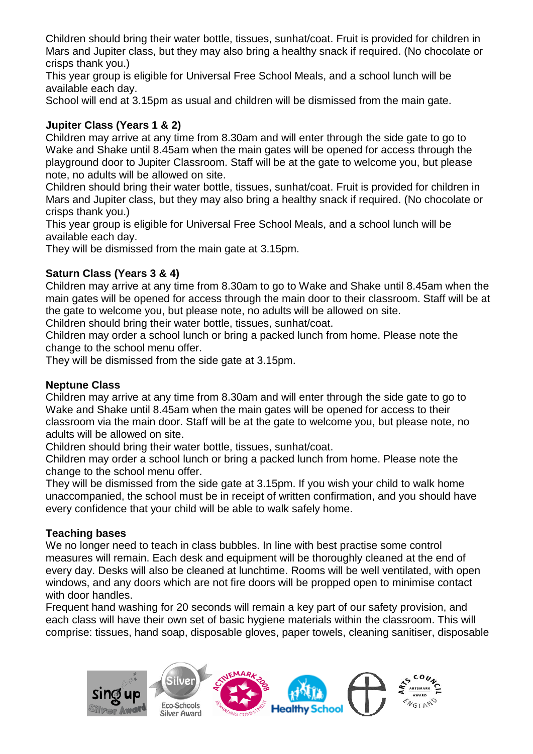Children should bring their water bottle, tissues, sunhat/coat. Fruit is provided for children in Mars and Jupiter class, but they may also bring a healthy snack if required. (No chocolate or crisps thank you.)
This year group is eligible for Universal Free School Meals, and a school lunch will be available each day.
School will end at 3.15pm as usual and children will be dismissed from the main gate.

**Jupiter Class (Years 1 & 2)**
Children may arrive at any time from 8.30am and will enter through the side gate to go to Wake and Shake until 8.45am when the main gates will be opened for access through the playground door to Jupiter Classroom. Staff will be at the gate to welcome you, but please note, no adults will be allowed on site.
Children should bring their water bottle, tissues, sunhat/coat. Fruit is provided for children in Mars and Jupiter class, but they may also bring a healthy snack if required. (No chocolate or crisps thank you.)
This year group is eligible for Universal Free School Meals, and a school lunch will be available each day.
They will be dismissed from the main gate at 3.15pm.

**Saturn Class (Years 3 & 4)**
Children may arrive at any time from 8.30am to go to Wake and Shake until 8.45am when the main gates will be opened for access through the main door to their classroom. Staff will be at the gate to welcome you, but please note, no adults will be allowed on site.
Children should bring their water bottle, tissues, sunhat/coat.
Children may order a school lunch or bring a packed lunch from home. Please note the change to the school menu offer.
They will be dismissed from the side gate at 3.15pm.

**Neptune Class**
Children may arrive at any time from 8.30am and will enter through the side gate to go to Wake and Shake until 8.45am when the main gates will be opened for access to their classroom via the main door. Staff will be at the gate to welcome you, but please note, no adults will be allowed on site.
Children should bring their water bottle, tissues, sunhat/coat.
Children may order a school lunch or bring a packed lunch from home. Please note the change to the school menu offer.
They will be dismissed from the side gate at 3.15pm. If you wish your child to walk home unaccompanied, the school must be in receipt of written confirmation, and you should have every confidence that your child will be able to walk safely home.

**Teaching bases**
We no longer need to teach in class bubbles. In line with best practise some control measures will remain. Each desk and equipment will be thoroughly cleaned at the end of every day. Desks will also be cleaned at lunchtime. Rooms will be well ventilated, with open windows, and any doors which are not fire doors will be propped open to minimise contact with door handles.
Frequent hand washing for 20 seconds will remain a key part of our safety provision, and each class will have their own set of basic hygiene materials within the classroom. This will comprise: tissues, hand soap, disposable gloves, paper towels, cleaning sanitiser, disposable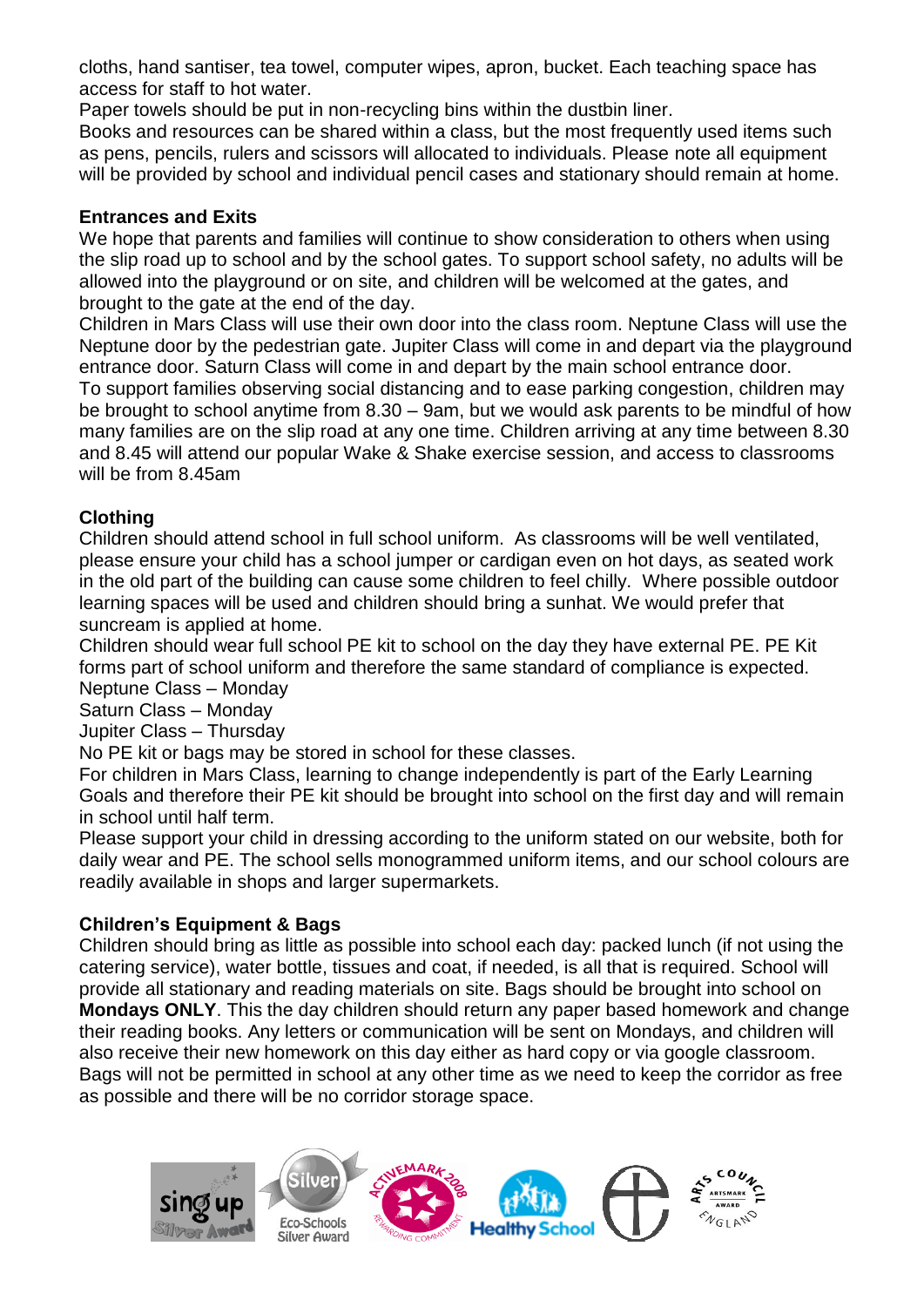cloths, hand santiser, tea towel, computer wipes, apron, bucket. Each teaching space has access for staff to hot water.

Paper towels should be put in non-recycling bins within the dustbin liner.

Books and resources can be shared within a class, but the most frequently used items such as pens, pencils, rulers and scissors will allocated to individuals. Please note all equipment will be provided by school and individual pencil cases and stationary should remain at home.

**Entrances and Exits**

We hope that parents and families will continue to show consideration to others when using the slip road up to school and by the school gates. To support school safety, no adults will be allowed into the playground or on site, and children will be welcomed at the gates, and brought to the gate at the end of the day.

Children in Mars Class will use their own door into the class room. Neptune Class will use the Neptune door by the pedestrian gate. Jupiter Class will come in and depart via the playground entrance door. Saturn Class will come in and depart by the main school entrance door.

To support families observing social distancing and to ease parking congestion, children may be brought to school anytime from 8.30 – 9am, but we would ask parents to be mindful of how many families are on the slip road at any one time. Children arriving at any time between 8.30 and 8.45 will attend our popular Wake & Shake exercise session, and access to classrooms will be from 8.45am

**Clothing**

Children should attend school in full school uniform. As classrooms will be well ventilated, please ensure your child has a school jumper or cardigan even on hot days, as seated work in the old part of the building can cause some children to feel chilly. Where possible outdoor learning spaces will be used and children should bring a sunhat. We would prefer that suncream is applied at home.

Children should wear full school PE kit to school on the day they have external PE. PE Kit forms part of school uniform and therefore the same standard of compliance is expected.

Neptune Class – Monday
Saturn Class – Monday
Jupiter Class – Thursday

No PE kit or bags may be stored in school for these classes.

For children in Mars Class, learning to change independently is part of the Early Learning Goals and therefore their PE kit should be brought into school on the first day and will remain in school until half term.

Please support your child in dressing according to the uniform stated on our website, both for daily wear and PE. The school sells monogrammed uniform items, and our school colours are readily available in shops and larger supermarkets.

**Children's Equipment & Bags**

Children should bring as little as possible into school each day: packed lunch (if not using the catering service), water bottle, tissues and coat, if needed, is all that is required. School will provide all stationary and reading materials on site. Bags should be brought into school on **Mondays ONLY**. This the day children should return any paper based homework and change their reading books. Any letters or communication will be sent on Mondays, and children will also receive their new homework on this day either as hard copy or via google classroom. Bags will not be permitted in school at any other time as we need to keep the corridor as free as possible and there will be no corridor storage space.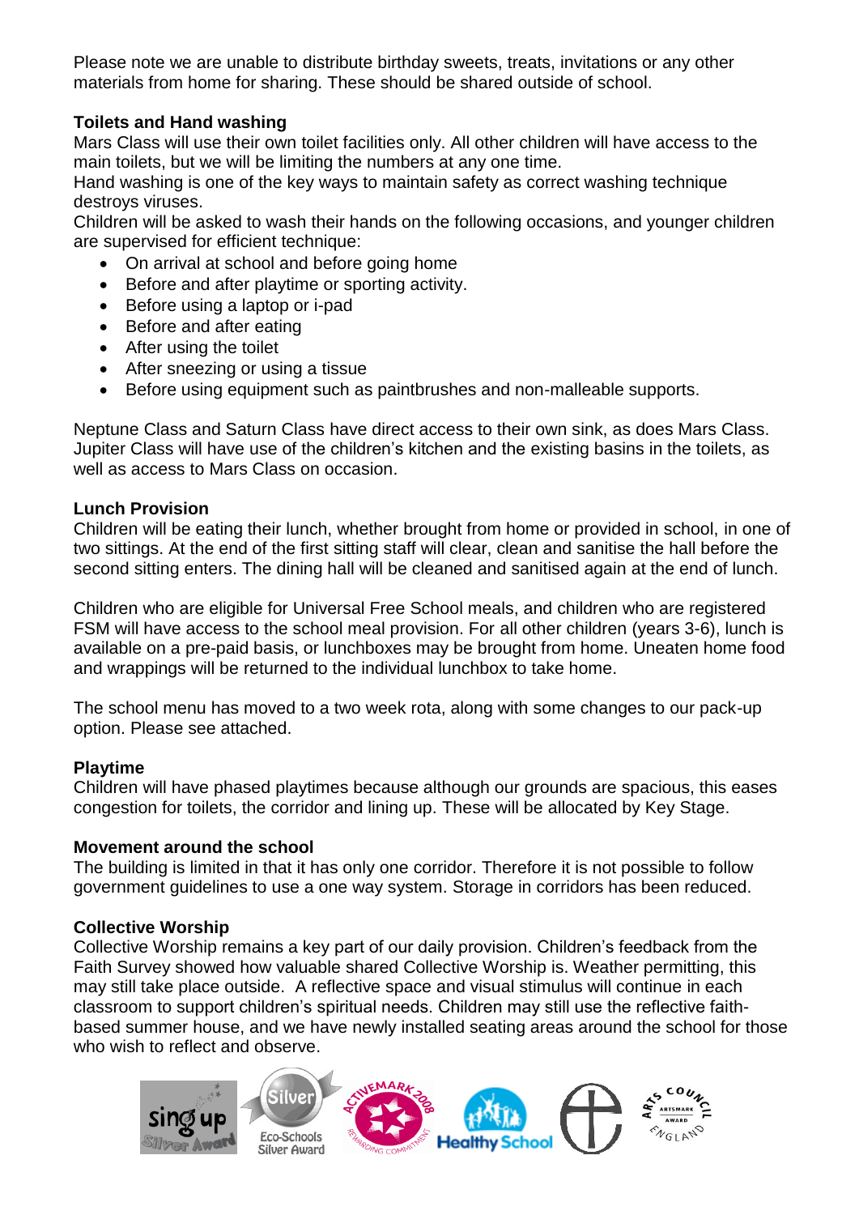Please note we are unable to distribute birthday sweets, treats, invitations or any other materials from home for sharing. These should be shared outside of school.

**Toilets and Hand washing**

Mars Class will use their own toilet facilities only. All other children will have access to the main toilets, but we will be limiting the numbers at any one time.

Hand washing is one of the key ways to maintain safety as correct washing technique destroys viruses.

Children will be asked to wash their hands on the following occasions, and younger children are supervised for efficient technique:

- On arrival at school and before going home
- Before and after playtime or sporting activity.
- Before using a laptop or i-pad
- Before and after eating
- After using the toilet
- After sneezing or using a tissue
- Before using equipment such as paintbrushes and non-malleable supports.

Neptune Class and Saturn Class have direct access to their own sink, as does Mars Class. Jupiter Class will have use of the children's kitchen and the existing basins in the toilets, as well as access to Mars Class on occasion.

**Lunch Provision**

Children will be eating their lunch, whether brought from home or provided in school, in one of two sittings. At the end of the first sitting staff will clear, clean and sanitise the hall before the second sitting enters. The dining hall will be cleaned and sanitised again at the end of lunch.

Children who are eligible for Universal Free School meals, and children who are registered FSM will have access to the school meal provision. For all other children (years 3-6), lunch is available on a pre-paid basis, or lunchboxes may be brought from home. Uneaten home food and wrappings will be returned to the individual lunchbox to take home.

The school menu has moved to a two week rota, along with some changes to our pack-up option. Please see attached.

**Playtime**

Children will have phased playtimes because although our grounds are spacious, this eases congestion for toilets, the corridor and lining up. These will be allocated by Key Stage.

**Movement around the school**

The building is limited in that it has only one corridor. Therefore it is not possible to follow government guidelines to use a one way system. Storage in corridors has been reduced.

**Collective Worship**

Collective Worship remains a key part of our daily provision. Children's feedback from the Faith Survey showed how valuable shared Collective Worship is. Weather permitting, this may still take place outside. A reflective space and visual stimulus will continue in each classroom to support children's spiritual needs. Children may still use the reflective faith-based summer house, and we have newly installed seating areas around the school for those who wish to reflect and observe.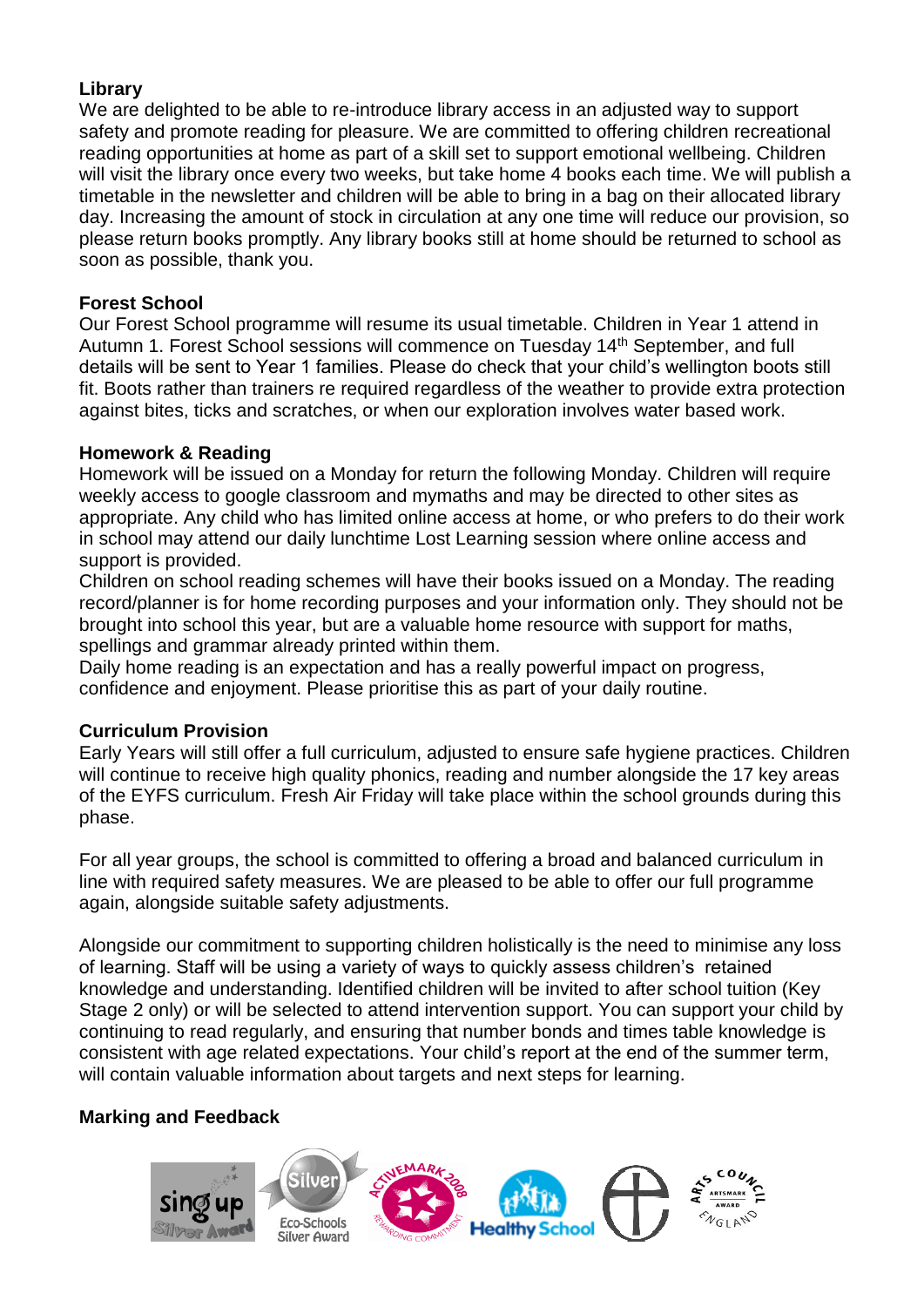**Library**

We are delighted to be able to re-introduce library access in an adjusted way to support safety and promote reading for pleasure. We are committed to offering children recreational reading opportunities at home as part of a skill set to support emotional wellbeing. Children will visit the library once every two weeks, but take home 4 books each time. We will publish a timetable in the newsletter and children will be able to bring in a bag on their allocated library day. Increasing the amount of stock in circulation at any one time will reduce our provision, so please return books promptly. Any library books still at home should be returned to school as soon as possible, thank you.

**Forest School**

Our Forest School programme will resume its usual timetable. Children in Year 1 attend in Autumn 1. Forest School sessions will commence on Tuesday 14th September, and full details will be sent to Year 1 families. Please do check that your child's wellington boots still fit. Boots rather than trainers re required regardless of the weather to provide extra protection against bites, ticks and scratches, or when our exploration involves water based work.

**Homework & Reading**

Homework will be issued on a Monday for return the following Monday. Children will require weekly access to google classroom and mymaths and may be directed to other sites as appropriate. Any child who has limited online access at home, or who prefers to do their work in school may attend our daily lunchtime Lost Learning session where online access and support is provided.

Children on school reading schemes will have their books issued on a Monday. The reading record/planner is for home recording purposes and your information only. They should not be brought into school this year, but are a valuable home resource with support for maths, spellings and grammar already printed within them.

Daily home reading is an expectation and has a really powerful impact on progress, confidence and enjoyment. Please prioritise this as part of your daily routine.

**Curriculum Provision**

Early Years will still offer a full curriculum, adjusted to ensure safe hygiene practices. Children will continue to receive high quality phonics, reading and number alongside the 17 key areas of the EYFS curriculum. Fresh Air Friday will take place within the school grounds during this phase.

For all year groups, the school is committed to offering a broad and balanced curriculum in line with required safety measures. We are pleased to be able to offer our full programme again, alongside suitable safety adjustments.

Alongside our commitment to supporting children holistically is the need to minimise any loss of learning. Staff will be using a variety of ways to quickly assess children's retained knowledge and understanding. Identified children will be invited to after school tuition (Key Stage 2 only) or will be selected to attend intervention support. You can support your child by continuing to read regularly, and ensuring that number bonds and times table knowledge is consistent with age related expectations. Your child's report at the end of the summer term, will contain valuable information about targets and next steps for learning.

**Marking and Feedback**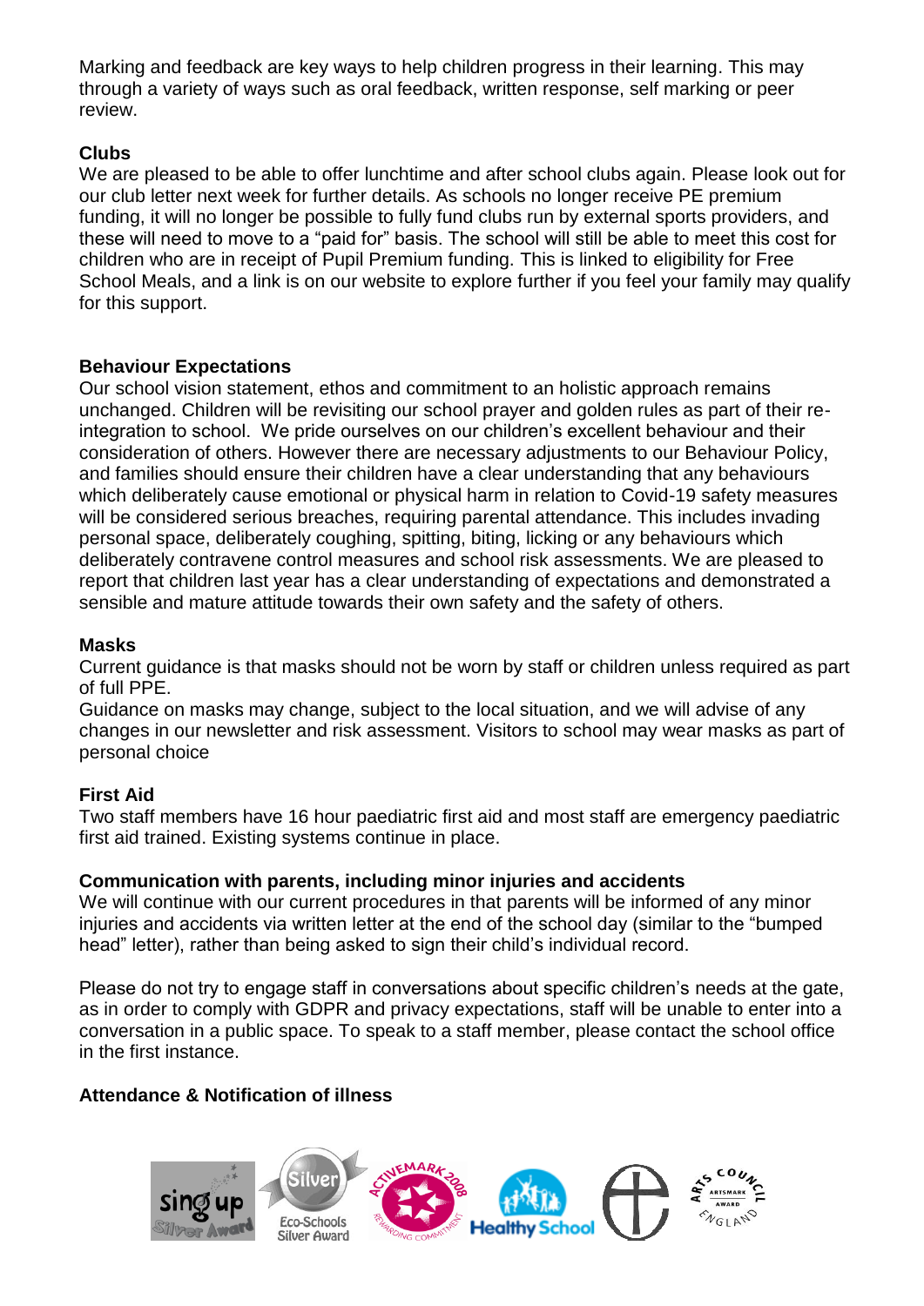Marking and feedback are key ways to help children progress in their learning. This may through a variety of ways such as oral feedback, written response, self marking or peer review.

**Clubs**

We are pleased to be able to offer lunchtime and after school clubs again. Please look out for our club letter next week for further details. As schools no longer receive PE premium funding, it will no longer be possible to fully fund clubs run by external sports providers, and these will need to move to a "paid for" basis. The school will still be able to meet this cost for children who are in receipt of Pupil Premium funding. This is linked to eligibility for Free School Meals, and a link is on our website to explore further if you feel your family may qualify for this support.

**Behaviour Expectations**

Our school vision statement, ethos and commitment to an holistic approach remains unchanged. Children will be revisiting our school prayer and golden rules as part of their re-integration to school. We pride ourselves on our children's excellent behaviour and their consideration of others. However there are necessary adjustments to our Behaviour Policy, and families should ensure their children have a clear understanding that any behaviours which deliberately cause emotional or physical harm in relation to Covid-19 safety measures will be considered serious breaches, requiring parental attendance. This includes invading personal space, deliberately coughing, spitting, biting, licking or any behaviours which deliberately contravene control measures and school risk assessments. We are pleased to report that children last year has a clear understanding of expectations and demonstrated a sensible and mature attitude towards their own safety and the safety of others.

**Masks**

Current guidance is that masks should not be worn by staff or children unless required as part of full PPE.

Guidance on masks may change, subject to the local situation, and we will advise of any changes in our newsletter and risk assessment. Visitors to school may wear masks as part of personal choice

**First Aid**

Two staff members have 16 hour paediatric first aid and most staff are emergency paediatric first aid trained. Existing systems continue in place.

**Communication with parents, including minor injuries and accidents**

We will continue with our current procedures in that parents will be informed of any minor injuries and accidents via written letter at the end of the school day (similar to the "bumped head" letter), rather than being asked to sign their child's individual record.

Please do not try to engage staff in conversations about specific children's needs at the gate, as in order to comply with GDPR and privacy expectations, staff will be unable to enter into a conversation in a public space. To speak to a staff member, please contact the school office in the first instance.

**Attendance & Notification of illness**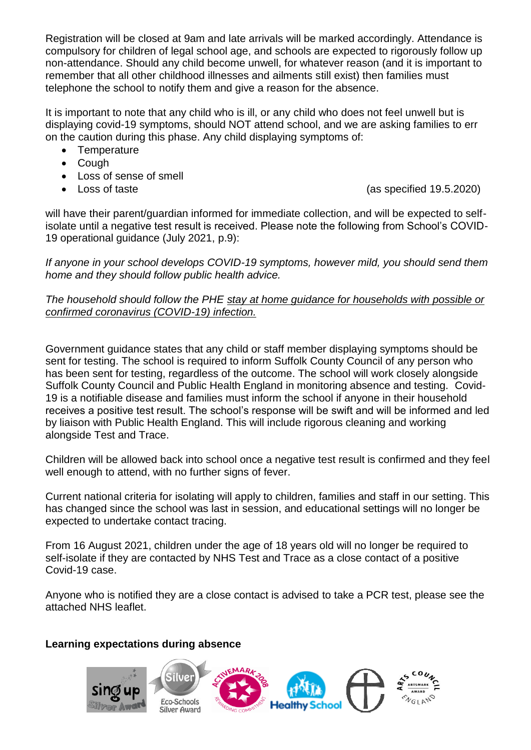Registration will be closed at 9am and late arrivals will be marked accordingly. Attendance is compulsory for children of legal school age, and schools are expected to rigorously follow up non-attendance. Should any child become unwell, for whatever reason (and it is important to remember that all other childhood illnesses and ailments still exist) then families must telephone the school to notify them and give a reason for the absence.

It is important to note that any child who is ill, or any child who does not feel unwell but is displaying covid-19 symptoms, should NOT attend school, and we are asking families to err on the caution during this phase. Any child displaying symptoms of:

- Temperature
- Cough
- Loss of sense of smell
- Loss of taste (as specified 19.5.2020)

will have their parent/guardian informed for immediate collection, and will be expected to self-isolate until a negative test result is received. Please note the following from School's COVID-19 operational guidance (July 2021, p.9):

*If anyone in your school develops COVID-19 symptoms, however mild, you should send them home and they should follow public health advice.*

*The household should follow the PHE stay at home guidance for households with possible or confirmed coronavirus (COVID-19) infection.*

Government guidance states that any child or staff member displaying symptoms should be sent for testing. The school is required to inform Suffolk County Council of any person who has been sent for testing, regardless of the outcome. The school will work closely alongside Suffolk County Council and Public Health England in monitoring absence and testing. Covid-19 is a notifiable disease and families must inform the school if anyone in their household receives a positive test result. The school's response will be swift and will be informed and led by liaison with Public Health England. This will include rigorous cleaning and working alongside Test and Trace.

Children will be allowed back into school once a negative test result is confirmed and they feel well enough to attend, with no further signs of fever.

Current national criteria for isolating will apply to children, families and staff in our setting. This has changed since the school was last in session, and educational settings will no longer be expected to undertake contact tracing.

From 16 August 2021, children under the age of 18 years old will no longer be required to self-isolate if they are contacted by NHS Test and Trace as a close contact of a positive Covid-19 case.

Anyone who is notified they are a close contact is advised to take a PCR test, please see the attached NHS leaflet.

**Learning expectations during absence**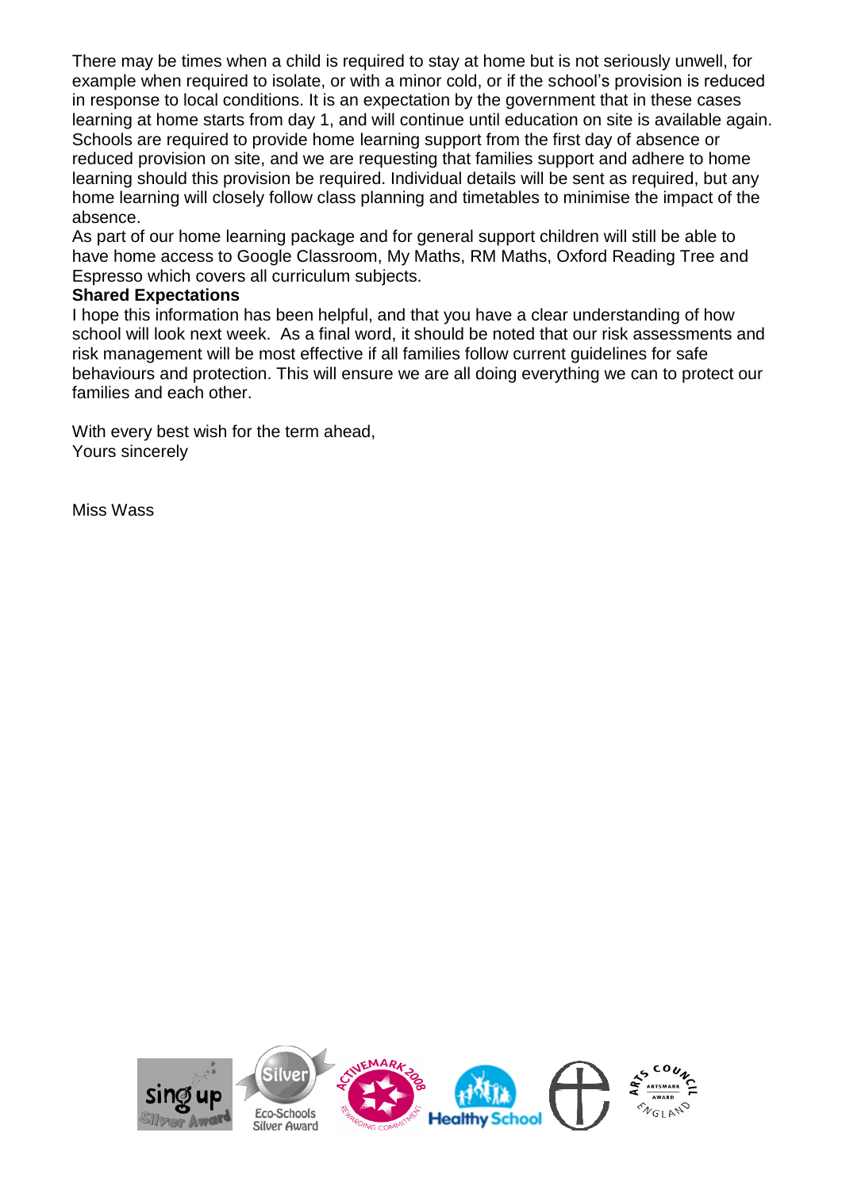There may be times when a child is required to stay at home but is not seriously unwell, for example when required to isolate, or with a minor cold, or if the school's provision is reduced in response to local conditions. It is an expectation by the government that in these cases learning at home starts from day 1, and will continue until education on site is available again. Schools are required to provide home learning support from the first day of absence or reduced provision on site, and we are requesting that families support and adhere to home learning should this provision be required. Individual details will be sent as required, but any home learning will closely follow class planning and timetables to minimise the impact of the absence.

As part of our home learning package and for general support children will still be able to have home access to Google Classroom, My Maths, RM Maths, Oxford Reading Tree and Espresso which covers all curriculum subjects.

**Shared Expectations**

I hope this information has been helpful, and that you have a clear understanding of how school will look next week. As a final word, it should be noted that our risk assessments and risk management will be most effective if all families follow current guidelines for safe behaviours and protection. This will ensure we are all doing everything we can to protect our families and each other.

With every best wish for the term ahead,
Yours sincerely

Miss Wass